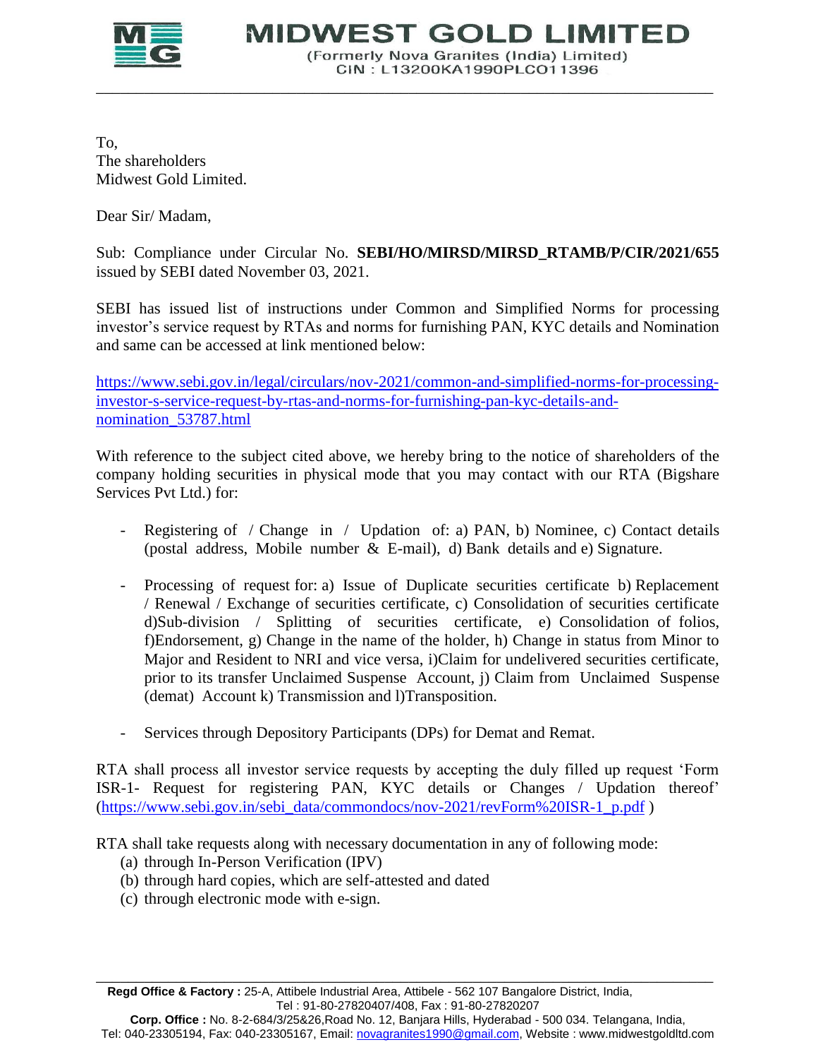# MIDWEST GOLD LIMITED

(Formerly Nova Granites (India) Limited)
CIN : L13200KA1990PLC011396

To,
The shareholders
Midwest Gold Limited.

Dear Sir/ Madam,

Sub: Compliance under Circular No. **SEBI/HO/MIRSD/MIRSD_RTAMB/P/CIR/2021/655** issued by SEBI dated November 03, 2021.

SEBI has issued list of instructions under Common and Simplified Norms for processing investor's service request by RTAs and norms for furnishing PAN, KYC details and Nomination and same can be accessed at link mentioned below:

https://www.sebi.gov.in/legal/circulars/nov-2021/common-and-simplified-norms-for-processing-investor-s-service-request-by-rtas-and-norms-for-furnishing-pan-kyc-details-and-nomination_53787.html

With reference to the subject cited above, we hereby bring to the notice of shareholders of the company holding securities in physical mode that you may contact with our RTA (Bigshare Services Pvt Ltd.) for:

- Registering of / Change in / Updation of: a) PAN, b) Nominee, c) Contact details (postal address, Mobile number & E-mail), d) Bank details and e) Signature.
- Processing of request for: a) Issue of Duplicate securities certificate b) Replacement / Renewal / Exchange of securities certificate, c) Consolidation of securities certificate d)Sub-division / Splitting of securities certificate, e) Consolidation of folios, f)Endorsement, g) Change in the name of the holder, h) Change in status from Minor to Major and Resident to NRI and vice versa, i)Claim for undelivered securities certificate, prior to its transfer Unclaimed Suspense Account, j) Claim from Unclaimed Suspense (demat) Account k) Transmission and l)Transposition.
- Services through Depository Participants (DPs) for Demat and Remat.

RTA shall process all investor service requests by accepting the duly filled up request 'Form ISR-1- Request for registering PAN, KYC details or Changes / Updation thereof' (https://www.sebi.gov.in/sebi_data/commondocs/nov-2021/revForm%20ISR-1_p.pdf )

RTA shall take requests along with necessary documentation in any of following mode:

(a) through In-Person Verification (IPV)
(b) through hard copies, which are self-attested and dated
(c) through electronic mode with e-sign.

**Regd Office & Factory :** 25-A, Attibele Industrial Area, Attibele - 562 107 Bangalore District, India, Tel : 91-80-27820407/408, Fax : 91-80-27820207
**Corp. Office :** No. 8-2-684/3/25&26,Road No. 12, Banjara Hills, Hyderabad - 500 034. Telangana, India, Tel: 040-23305194, Fax: 040-23305167, Email: novagranites1990@gmail.com, Website : www.midwestgoldltd.com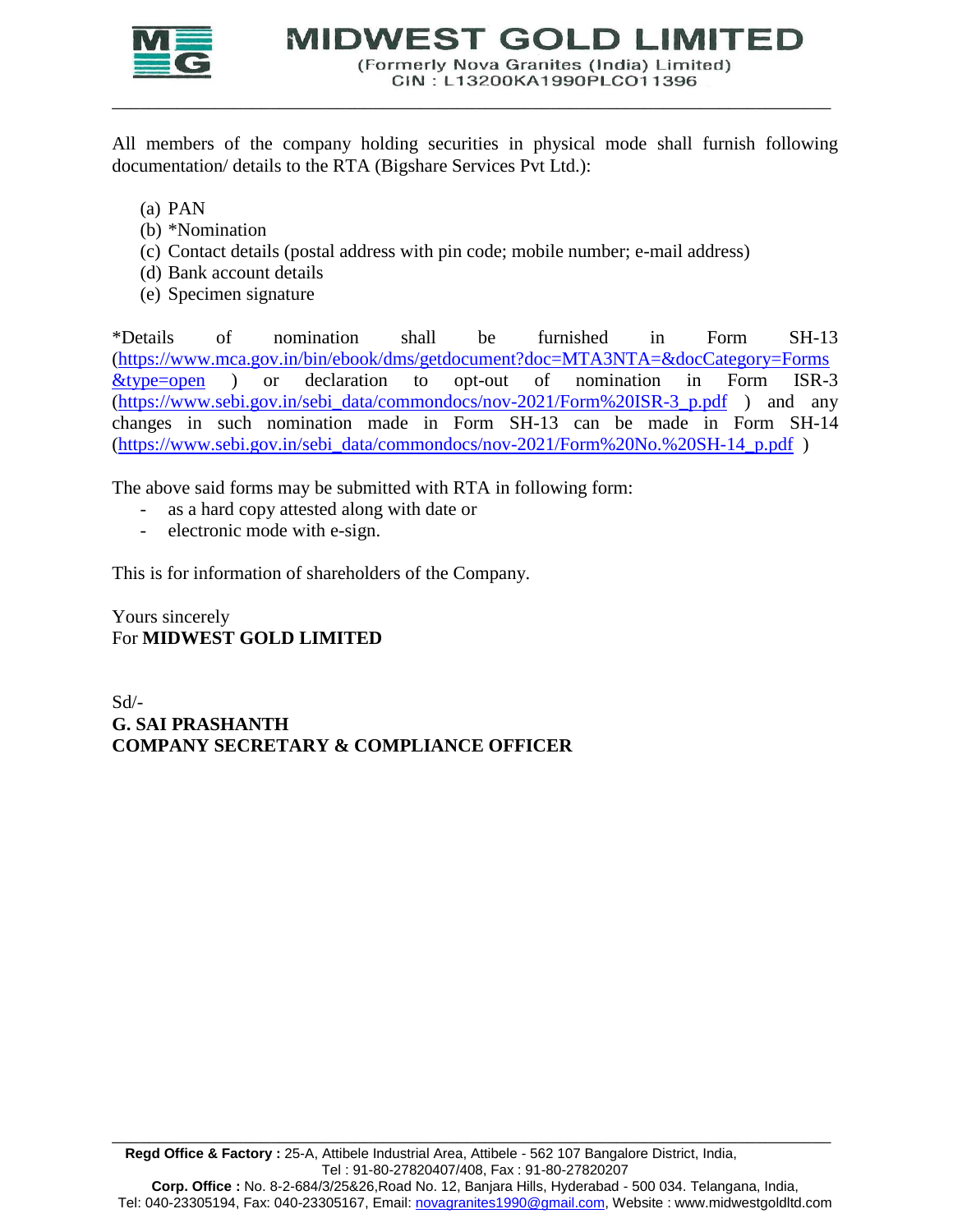All members of the company holding securities in physical mode shall furnish following documentation/ details to the RTA (Bigshare Services Pvt Ltd.):

(a) PAN
(b) *Nomination
(c) Contact details (postal address with pin code; mobile number; e-mail address)
(d) Bank account details
(e) Specimen signature

*Details of nomination shall be furnished in Form SH-13 (https://www.mca.gov.in/bin/ebook/dms/getdocument?doc=MTA3NTA=&docCategory=Forms&type=open ) or declaration to opt-out of nomination in Form ISR-3 (https://www.sebi.gov.in/sebi_data/commondocs/nov-2021/Form%20ISR-3_p.pdf ) and any changes in such nomination made in Form SH-13 can be made in Form SH-14 (https://www.sebi.gov.in/sebi_data/commondocs/nov-2021/Form%20No.%20SH-14_p.pdf )

The above said forms may be submitted with RTA in following form:

- as a hard copy attested along with date or
- electronic mode with e-sign.

This is for information of shareholders of the Company.

Yours sincerely
For **MIDWEST GOLD LIMITED**

Sd/-
**G. SAI PRASHANTH**
**COMPANY SECRETARY & COMPLIANCE OFFICER**